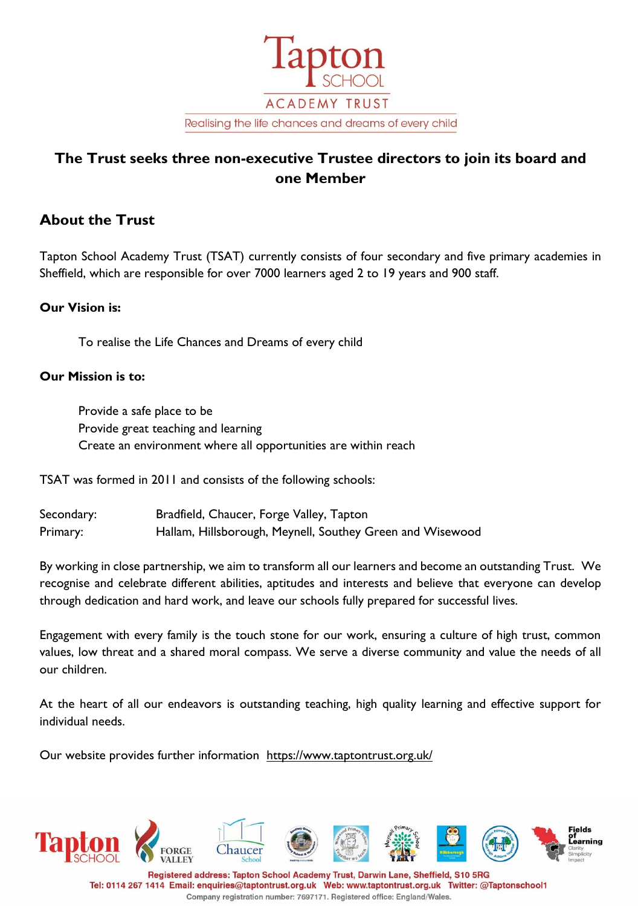Tapton SCHOOL ACADEMY TRUST

Realising the life chances and dreams of every child

# The Trust seeks three non-executive Trustee directors to join its board and one Member

## About the Trust

Tapton School Academy Trust (TSAT) currently consists of four secondary and five primary academies in Sheffield, which are responsible for over 7000 learners aged 2 to 19 years and 900 staff.

**Our Vision is:**

To realise the Life Chances and Dreams of every child

**Our Mission is to:**

Provide a safe place to be
Provide great teaching and learning
Create an environment where all opportunities are within reach

TSAT was formed in 2011 and consists of the following schools:

| | |
|---|---|
| Secondary: | Bradfield, Chaucer, Forge Valley, Tapton |
| Primary: | Hallam, Hillsborough, Meynell, Southey Green and Wisewood |

By working in close partnership, we aim to transform all our learners and become an outstanding Trust. We recognise and celebrate different abilities, aptitudes and interests and believe that everyone can develop through dedication and hard work, and leave our schools fully prepared for successful lives.

Engagement with every family is the touch stone for our work, ensuring a culture of high trust, common values, low threat and a shared moral compass. We serve a diverse community and value the needs of all our children.

At the heart of all our endeavors is outstanding teaching, high quality learning and effective support for individual needs.

Our website provides further information https://www.taptontrust.org.uk/

Registered address: Tapton School Academy Trust, Darwin Lane, Sheffield, S10 5RG
Tel: 0114 267 1414 Email: enquiries@taptontrust.org.uk Web: www.taptontrust.org.uk Twitter: @Taptonschool1
Company registration number: 7697171. Registered office: England/Wales.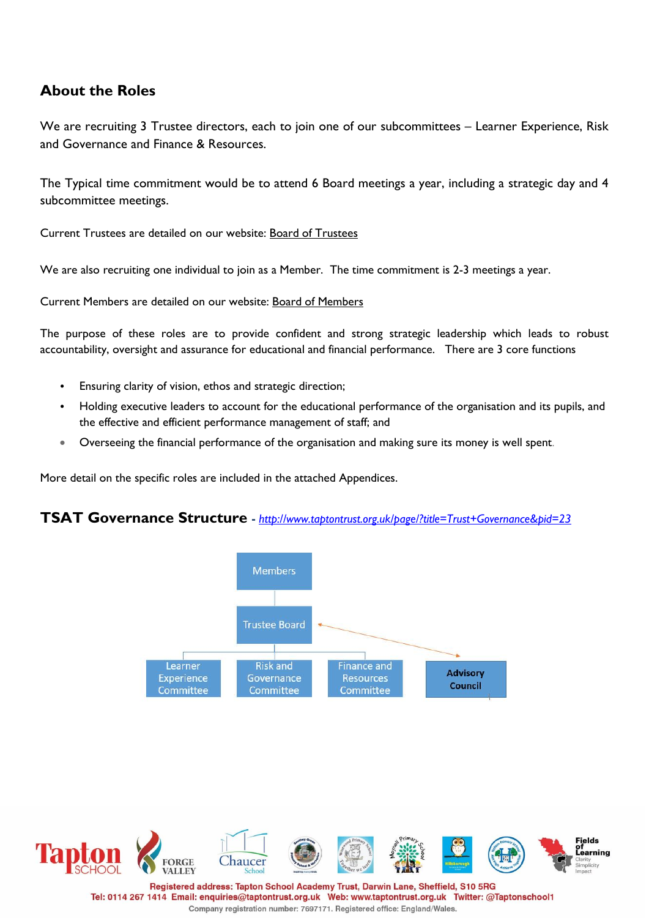## About the Roles

We are recruiting 3 Trustee directors, each to join one of our subcommittees – Learner Experience, Risk and Governance and Finance & Resources.

The Typical time commitment would be to attend 6 Board meetings a year, including a strategic day and 4 subcommittee meetings.

Current Trustees are detailed on our website: Board of Trustees

We are also recruiting one individual to join as a Member. The time commitment is 2-3 meetings a year.

Current Members are detailed on our website: Board of Members

The purpose of these roles are to provide confident and strong strategic leadership which leads to robust accountability, oversight and assurance for educational and financial performance. There are 3 core functions

- Ensuring clarity of vision, ethos and strategic direction;
- Holding executive leaders to account for the educational performance of the organisation and its pupils, and the effective and efficient performance management of staff; and
- Overseeing the financial performance of the organisation and making sure its money is well spent.

More detail on the specific roles are included in the attached Appendices.

## TSAT Governance Structure - *http://www.taptontrust.org.uk/page/?title=Trust+Governance&pid=23*

Members

Trustee Board

Learner Experience Committee | Risk and Governance Committee | Finance and Resources Committee | Advisory Council

Registered address: Tapton School Academy Trust, Darwin Lane, Sheffield, S10 5RG
Tel: 0114 267 1414 Email: enquiries@taptontrust.org.uk Web: www.taptontrust.org.uk Twitter: @Taptonschool1
Company registration number: 7697171. Registered office: England/Wales.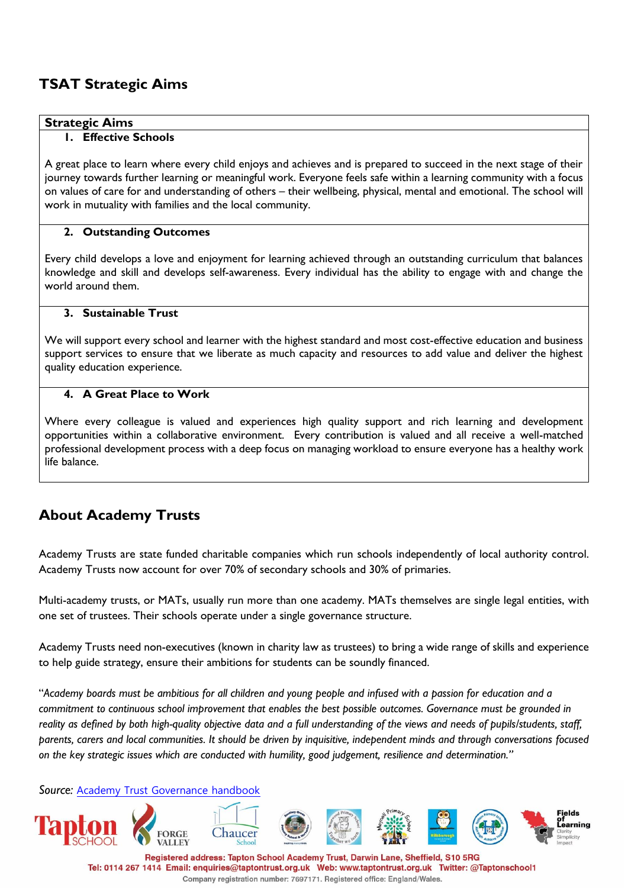## TSAT Strategic Aims

**Strategic Aims**

1. **Effective Schools**

A great place to learn where every child enjoys and achieves and is prepared to succeed in the next stage of their journey towards further learning or meaningful work. Everyone feels safe within a learning community with a focus on values of care for and understanding of others – their wellbeing, physical, mental and emotional. The school will work in mutuality with families and the local community.

2. **Outstanding Outcomes**

Every child develops a love and enjoyment for learning achieved through an outstanding curriculum that balances knowledge and skill and develops self-awareness. Every individual has the ability to engage with and change the world around them.

3. **Sustainable Trust**

We will support every school and learner with the highest standard and most cost-effective education and business support services to ensure that we liberate as much capacity and resources to add value and deliver the highest quality education experience.

4. **A Great Place to Work**

Where every colleague is valued and experiences high quality support and rich learning and development opportunities within a collaborative environment. Every contribution is valued and all receive a well-matched professional development process with a deep focus on managing workload to ensure everyone has a healthy work life balance.

## About Academy Trusts

Academy Trusts are state funded charitable companies which run schools independently of local authority control. Academy Trusts now account for over 70% of secondary schools and 30% of primaries.

Multi-academy trusts, or MATs, usually run more than one academy. MATs themselves are single legal entities, with one set of trustees. Their schools operate under a single governance structure.

Academy Trusts need non-executives (known in charity law as trustees) to bring a wide range of skills and experience to help guide strategy, ensure their ambitions for students can be soundly financed.

"*Academy boards must be ambitious for all children and young people and infused with a passion for education and a commitment to continuous school improvement that enables the best possible outcomes. Governance must be grounded in reality as defined by both high-quality objective data and a full understanding of the views and needs of pupils/students, staff, parents, carers and local communities. It should be driven by inquisitive, independent minds and through conversations focused on the key strategic issues which are conducted with humility, good judgement, resilience and determination.*"

*Source:* Academy Trust Governance handbook

Registered address: Tapton School Academy Trust, Darwin Lane, Sheffield, S10 5RG
Tel: 0114 267 1414 Email: enquiries@taptontrust.org.uk Web: www.taptontrust.org.uk Twitter: @Taptonschool1
Company registration number: 7697171. Registered office: England/Wales.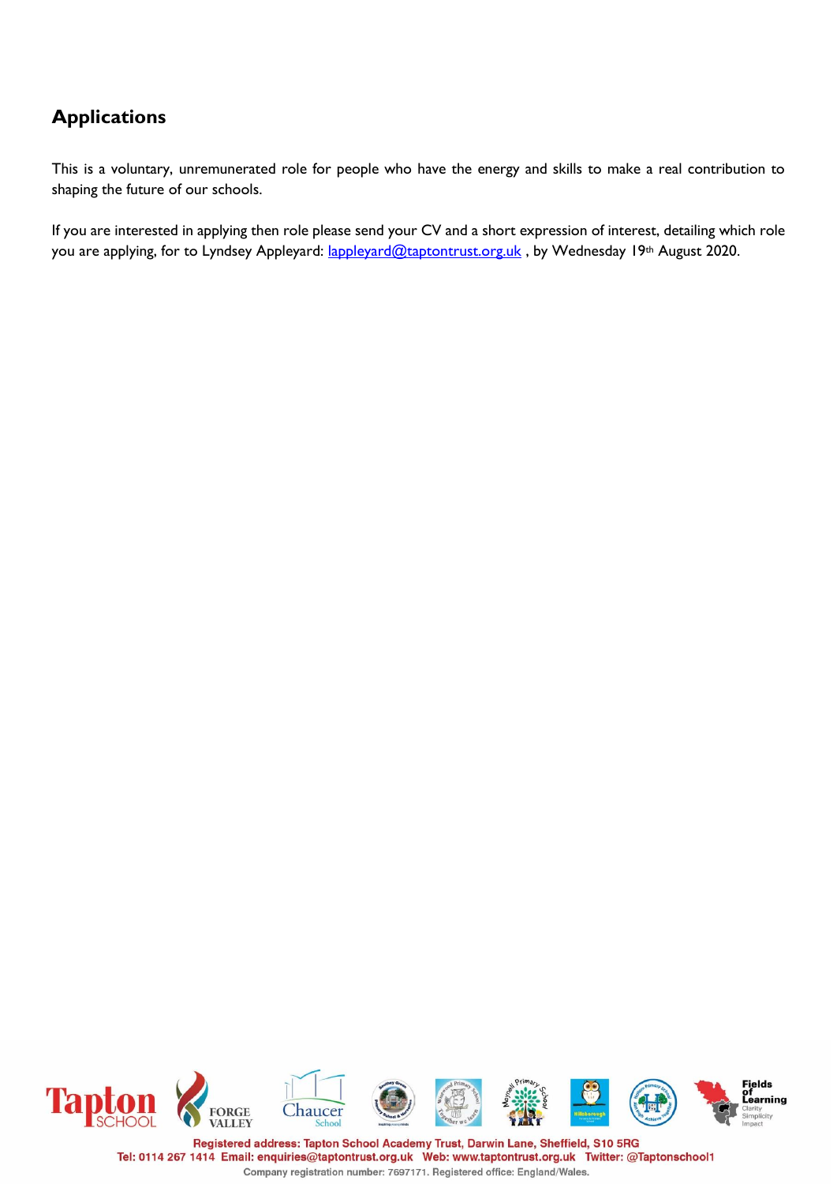## Applications

This is a voluntary, unremunerated role for people who have the energy and skills to make a real contribution to shaping the future of our schools.

If you are interested in applying then role please send your CV and a short expression of interest, detailing which role you are applying, for to Lyndsey Appleyard: lappleyard@taptontrust.org.uk , by Wednesday 19th August 2020.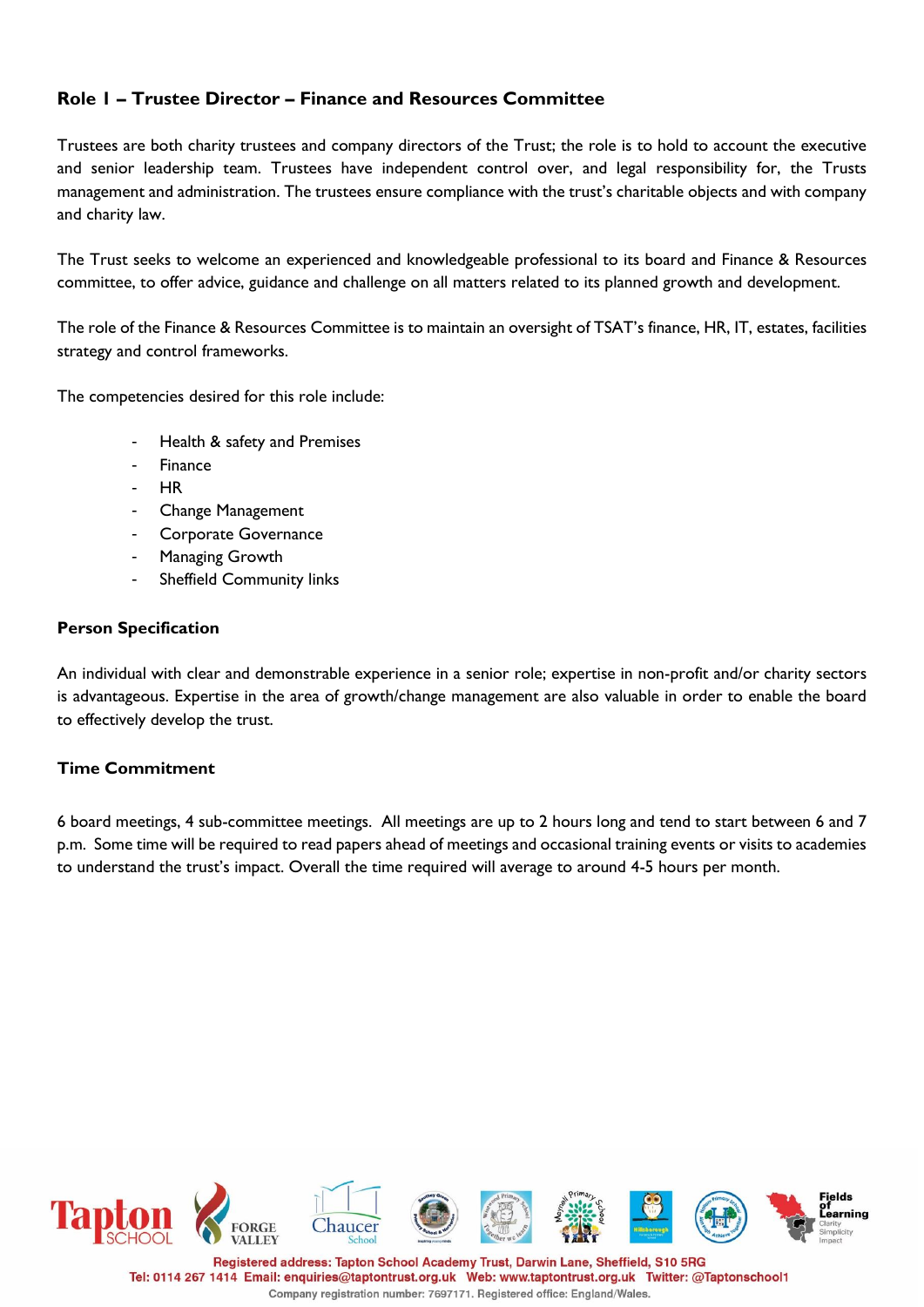## Role 1 – Trustee Director – Finance and Resources Committee

Trustees are both charity trustees and company directors of the Trust; the role is to hold to account the executive and senior leadership team. Trustees have independent control over, and legal responsibility for, the Trusts management and administration. The trustees ensure compliance with the trust's charitable objects and with company and charity law.

The Trust seeks to welcome an experienced and knowledgeable professional to its board and Finance & Resources committee, to offer advice, guidance and challenge on all matters related to its planned growth and development.

The role of the Finance & Resources Committee is to maintain an oversight of TSAT's finance, HR, IT, estates, facilities strategy and control frameworks.

The competencies desired for this role include:

- Health & safety and Premises
- Finance
- HR
- Change Management
- Corporate Governance
- Managing Growth
- Sheffield Community links

### Person Specification

An individual with clear and demonstrable experience in a senior role; expertise in non-profit and/or charity sectors is advantageous. Expertise in the area of growth/change management are also valuable in order to enable the board to effectively develop the trust.

### Time Commitment

6 board meetings, 4 sub-committee meetings. All meetings are up to 2 hours long and tend to start between 6 and 7 p.m. Some time will be required to read papers ahead of meetings and occasional training events or visits to academies to understand the trust's impact. Overall the time required will average to around 4-5 hours per month.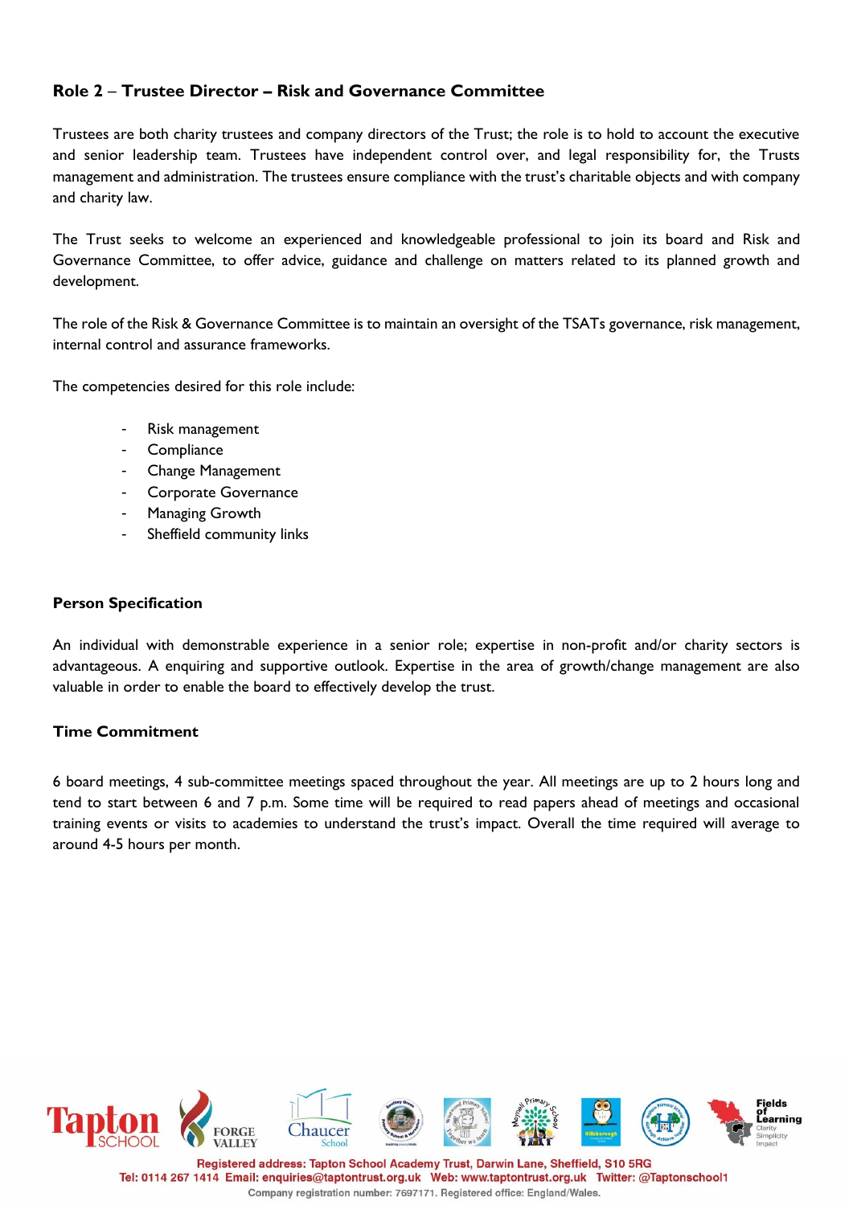## Role 2 – Trustee Director – Risk and Governance Committee

Trustees are both charity trustees and company directors of the Trust; the role is to hold to account the executive and senior leadership team. Trustees have independent control over, and legal responsibility for, the Trusts management and administration. The trustees ensure compliance with the trust's charitable objects and with company and charity law.

The Trust seeks to welcome an experienced and knowledgeable professional to join its board and Risk and Governance Committee, to offer advice, guidance and challenge on matters related to its planned growth and development.

The role of the Risk & Governance Committee is to maintain an oversight of the TSATs governance, risk management, internal control and assurance frameworks.

The competencies desired for this role include:

- Risk management
- Compliance
- Change Management
- Corporate Governance
- Managing Growth
- Sheffield community links

### Person Specification

An individual with demonstrable experience in a senior role; expertise in non-profit and/or charity sectors is advantageous. A enquiring and supportive outlook. Expertise in the area of growth/change management are also valuable in order to enable the board to effectively develop the trust.

### Time Commitment

6 board meetings, 4 sub-committee meetings spaced throughout the year. All meetings are up to 2 hours long and tend to start between 6 and 7 p.m. Some time will be required to read papers ahead of meetings and occasional training events or visits to academies to understand the trust's impact. Overall the time required will average to around 4-5 hours per month.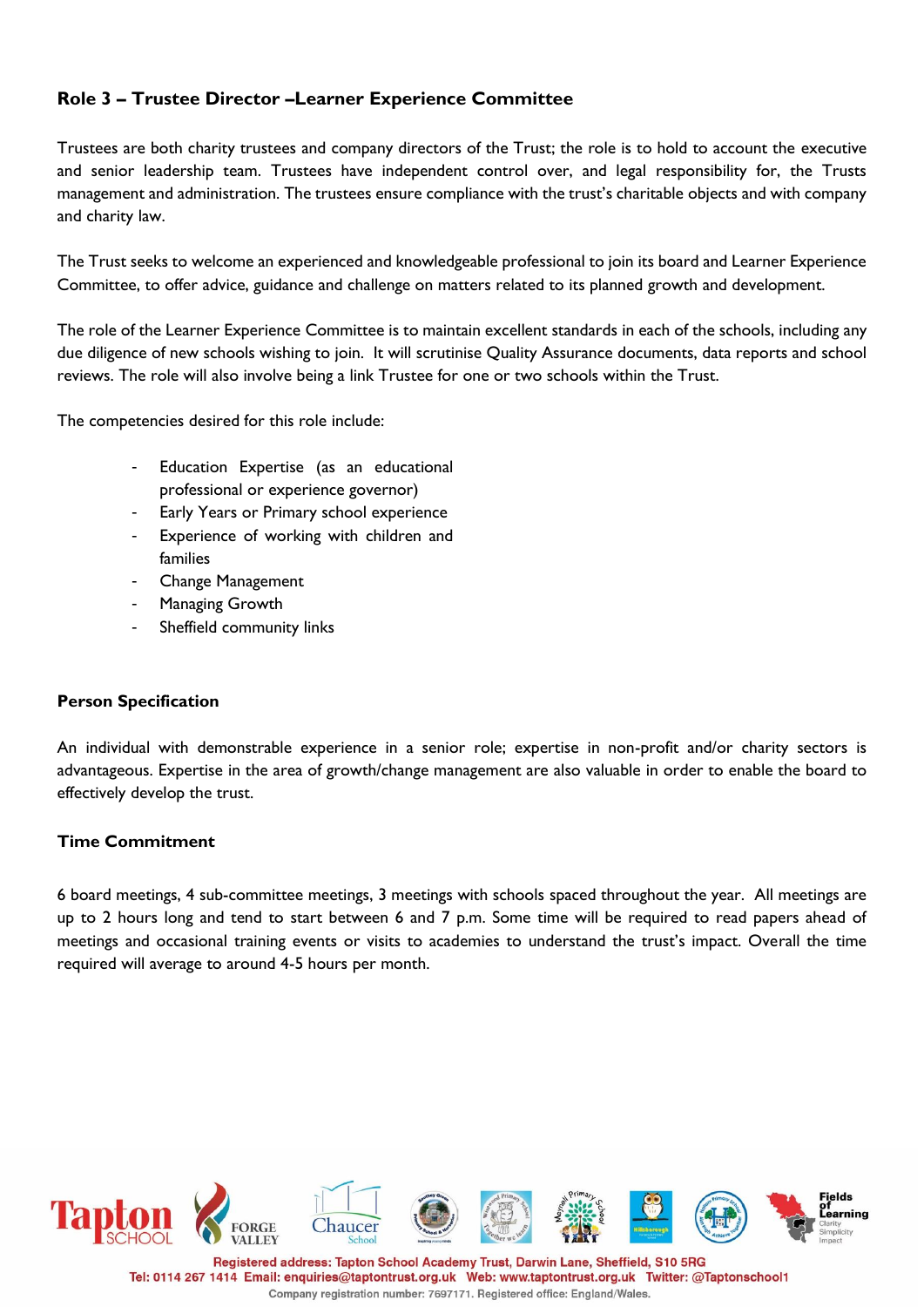## Role 3 – Trustee Director –Learner Experience Committee

Trustees are both charity trustees and company directors of the Trust; the role is to hold to account the executive and senior leadership team. Trustees have independent control over, and legal responsibility for, the Trusts management and administration. The trustees ensure compliance with the trust's charitable objects and with company and charity law.

The Trust seeks to welcome an experienced and knowledgeable professional to join its board and Learner Experience Committee, to offer advice, guidance and challenge on matters related to its planned growth and development.

The role of the Learner Experience Committee is to maintain excellent standards in each of the schools, including any due diligence of new schools wishing to join. It will scrutinise Quality Assurance documents, data reports and school reviews. The role will also involve being a link Trustee for one or two schools within the Trust.

The competencies desired for this role include:

- Education Expertise (as an educational professional or experience governor)
- Early Years or Primary school experience
- Experience of working with children and families
- Change Management
- Managing Growth
- Sheffield community links

### Person Specification

An individual with demonstrable experience in a senior role; expertise in non-profit and/or charity sectors is advantageous. Expertise in the area of growth/change management are also valuable in order to enable the board to effectively develop the trust.

### Time Commitment

6 board meetings, 4 sub-committee meetings, 3 meetings with schools spaced throughout the year. All meetings are up to 2 hours long and tend to start between 6 and 7 p.m. Some time will be required to read papers ahead of meetings and occasional training events or visits to academies to understand the trust's impact. Overall the time required will average to around 4-5 hours per month.

Registered address: Tapton School Academy Trust, Darwin Lane, Sheffield, S10 5RG
Tel: 0114 267 1414 Email: enquiries@taptontrust.org.uk Web: www.taptontrust.org.uk Twitter: @Taptonschool1
Company registration number: 7697171. Registered office: England/Wales.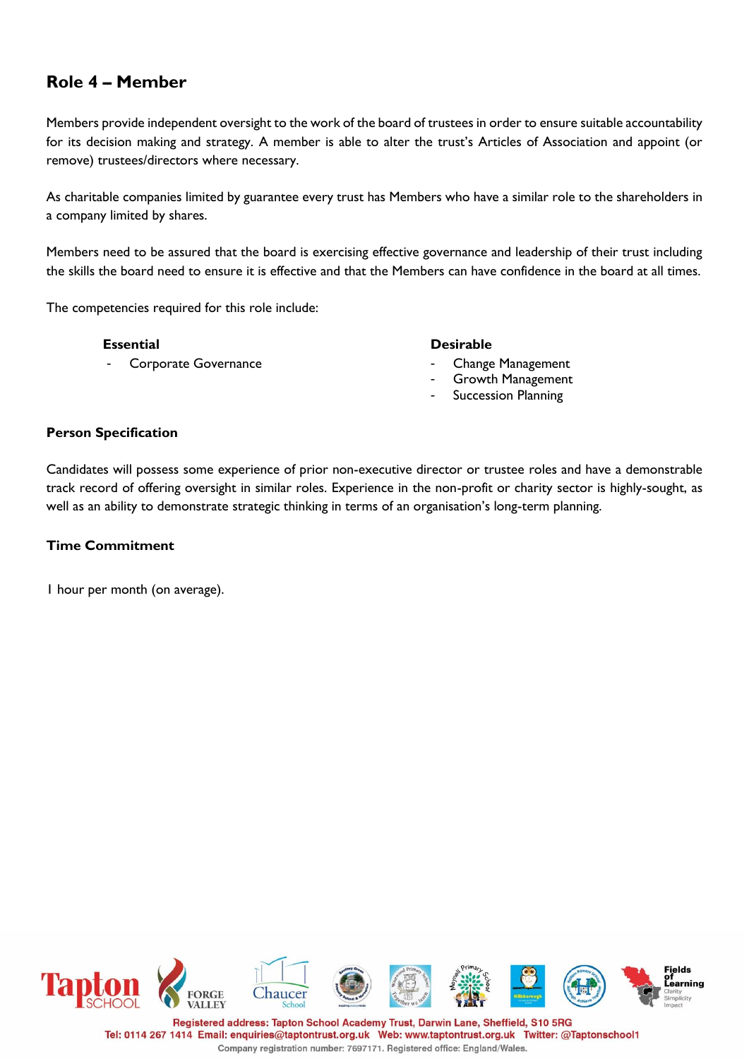## Role 4 – Member

Members provide independent oversight to the work of the board of trustees in order to ensure suitable accountability for its decision making and strategy. A member is able to alter the trust's Articles of Association and appoint (or remove) trustees/directors where necessary.

As charitable companies limited by guarantee every trust has Members who have a similar role to the shareholders in a company limited by shares.

Members need to be assured that the board is exercising effective governance and leadership of their trust including the skills the board need to ensure it is effective and that the Members can have confidence in the board at all times.

The competencies required for this role include:

**Essential**

- Corporate Governance

**Desirable**

- Change Management
- Growth Management
- Succession Planning

**Person Specification**

Candidates will possess some experience of prior non-executive director or trustee roles and have a demonstrable track record of offering oversight in similar roles. Experience in the non-profit or charity sector is highly-sought, as well as an ability to demonstrate strategic thinking in terms of an organisation's long-term planning.

**Time Commitment**

1 hour per month (on average).